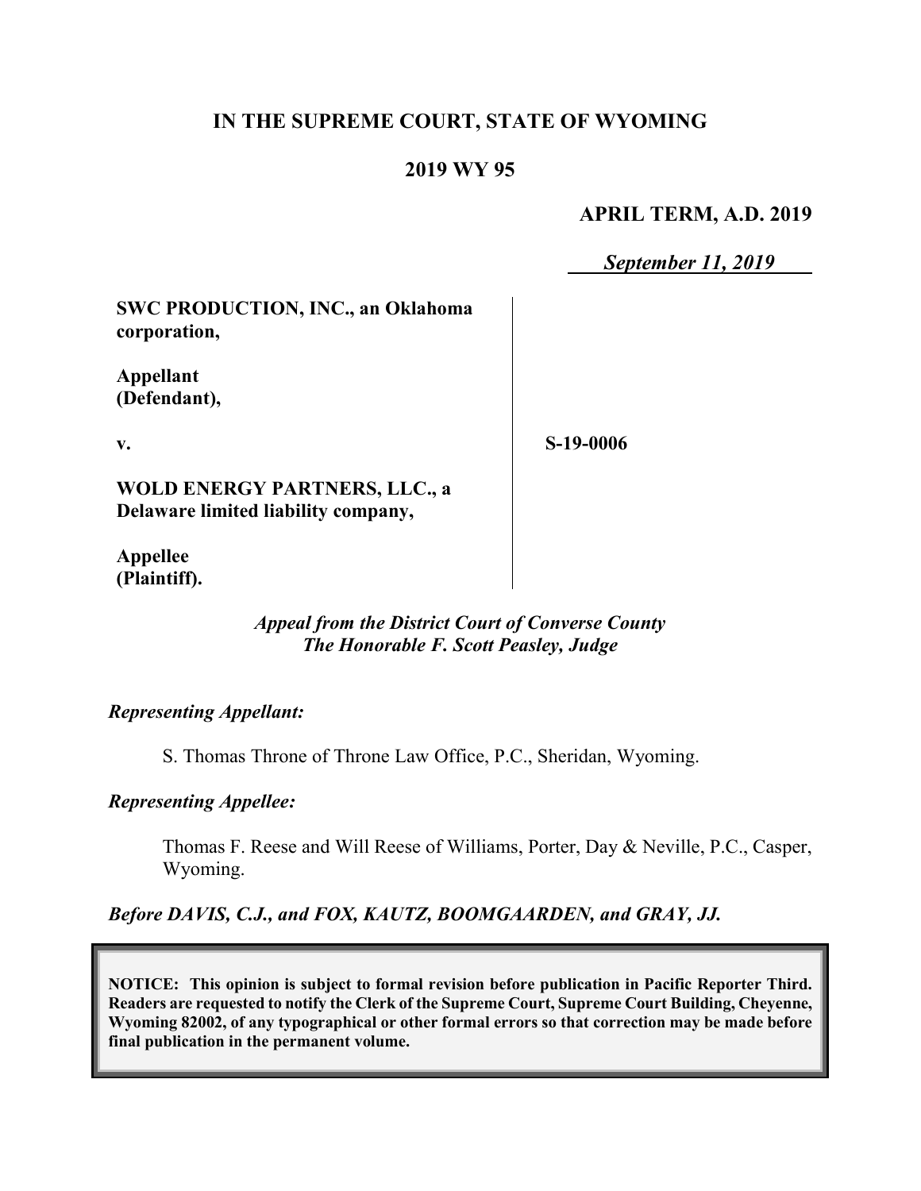# IN THE SUPREME COURT, STATE OF WYOMING

## 2019 WY 95

**APRIL TERM, A.D. 2019**

***September 11, 2019***

| | |
|---|---|
| **SWC PRODUCTION, INC., an Oklahoma corporation,**<br><br>**Appellant (Defendant),**<br><br>**v.**<br><br>**WOLD ENERGY PARTNERS, LLC., a Delaware limited liability company,**<br><br>**Appellee (Plaintiff).** | **S-19-0006** |

***Appeal from the District Court of Converse County***
***The Honorable F. Scott Peasley, Judge***

***Representing Appellant:***

S. Thomas Throne of Throne Law Office, P.C., Sheridan, Wyoming.

***Representing Appellee:***

Thomas F. Reese and Will Reese of Williams, Porter, Day & Neville, P.C., Casper, Wyoming.

***Before DAVIS, C.J., and FOX, KAUTZ, BOOMGAARDEN, and GRAY, JJ.***

**NOTICE: This opinion is subject to formal revision before publication in Pacific Reporter Third. Readers are requested to notify the Clerk of the Supreme Court, Supreme Court Building, Cheyenne, Wyoming 82002, of any typographical or other formal errors so that correction may be made before final publication in the permanent volume.**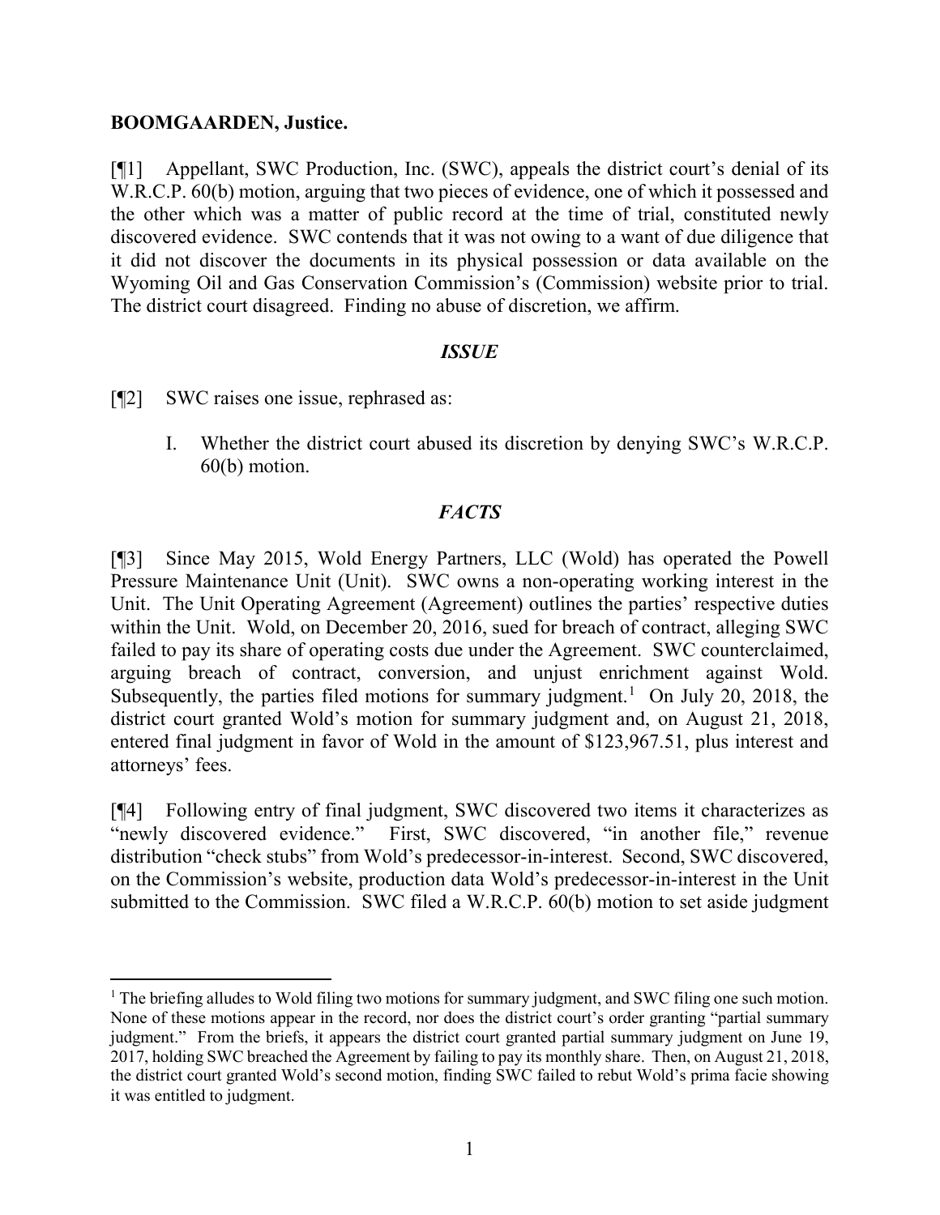**BOOMGAARDEN, Justice.**

[¶1] Appellant, SWC Production, Inc. (SWC), appeals the district court's denial of its W.R.C.P. 60(b) motion, arguing that two pieces of evidence, one of which it possessed and the other which was a matter of public record at the time of trial, constituted newly discovered evidence. SWC contends that it was not owing to a want of due diligence that it did not discover the documents in its physical possession or data available on the Wyoming Oil and Gas Conservation Commission's (Commission) website prior to trial. The district court disagreed. Finding no abuse of discretion, we affirm.

## *ISSUE*

[¶2] SWC raises one issue, rephrased as:

> I. Whether the district court abused its discretion by denying SWC's W.R.C.P. 60(b) motion.

## *FACTS*

[¶3] Since May 2015, Wold Energy Partners, LLC (Wold) has operated the Powell Pressure Maintenance Unit (Unit). SWC owns a non-operating working interest in the Unit. The Unit Operating Agreement (Agreement) outlines the parties' respective duties within the Unit. Wold, on December 20, 2016, sued for breach of contract, alleging SWC failed to pay its share of operating costs due under the Agreement. SWC counterclaimed, arguing breach of contract, conversion, and unjust enrichment against Wold. Subsequently, the parties filed motions for summary judgment.[1] On July 20, 2018, the district court granted Wold's motion for summary judgment and, on August 21, 2018, entered final judgment in favor of Wold in the amount of $123,967.51, plus interest and attorneys' fees.

[¶4] Following entry of final judgment, SWC discovered two items it characterizes as "newly discovered evidence." First, SWC discovered, "in another file," revenue distribution "check stubs" from Wold's predecessor-in-interest. Second, SWC discovered, on the Commission's website, production data Wold's predecessor-in-interest in the Unit submitted to the Commission. SWC filed a W.R.C.P. 60(b) motion to set aside judgment

---

[1] The briefing alludes to Wold filing two motions for summary judgment, and SWC filing one such motion. None of these motions appear in the record, nor does the district court's order granting "partial summary judgment." From the briefs, it appears the district court granted partial summary judgment on June 19, 2017, holding SWC breached the Agreement by failing to pay its monthly share. Then, on August 21, 2018, the district court granted Wold's second motion, finding SWC failed to rebut Wold's prima facie showing it was entitled to judgment.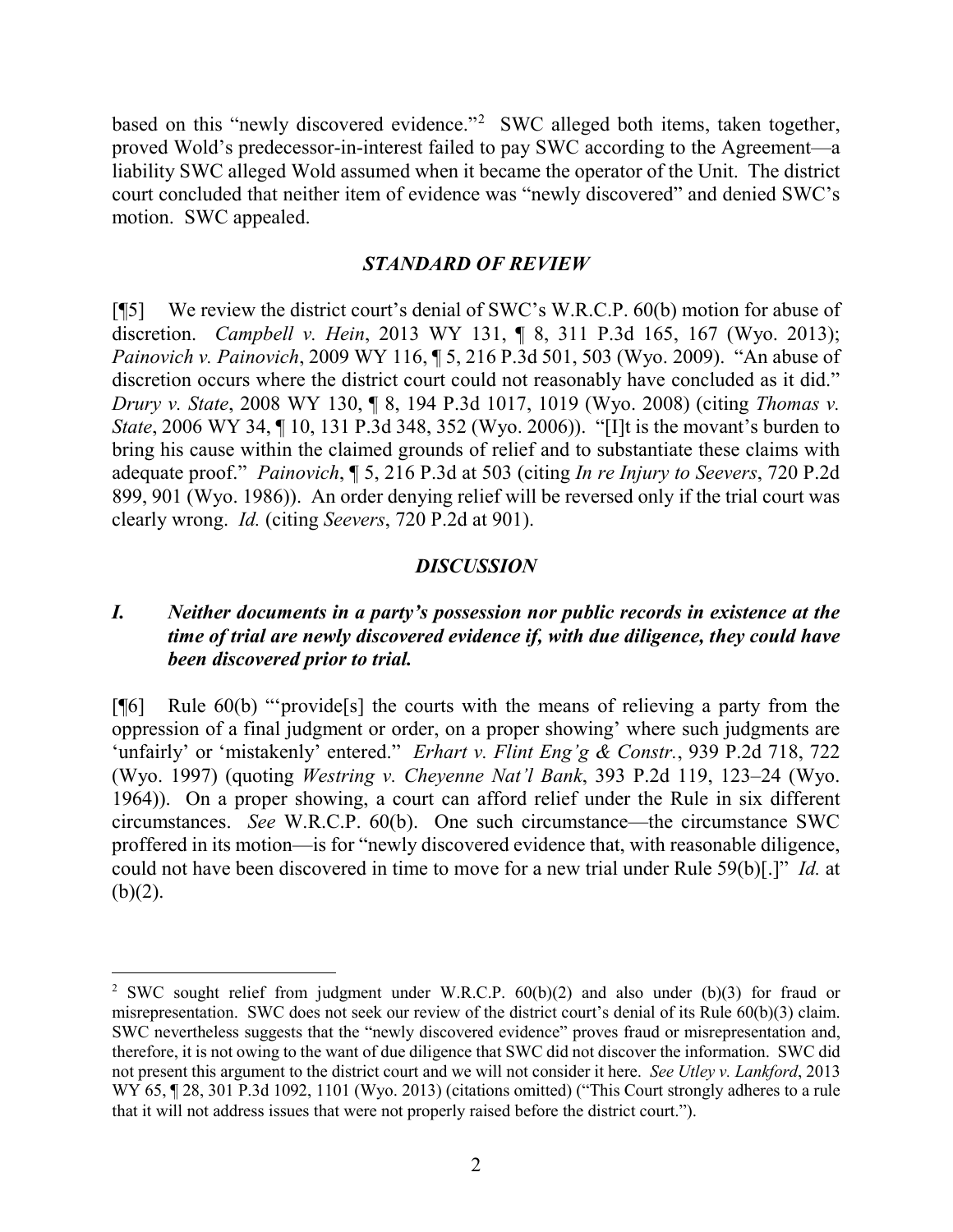based on this "newly discovered evidence."[2] SWC alleged both items, taken together, proved Wold's predecessor-in-interest failed to pay SWC according to the Agreement—a liability SWC alleged Wold assumed when it became the operator of the Unit. The district court concluded that neither item of evidence was "newly discovered" and denied SWC's motion. SWC appealed.

## *STANDARD OF REVIEW*

[¶5] We review the district court's denial of SWC's W.R.C.P. 60(b) motion for abuse of discretion. *Campbell v. Hein*, 2013 WY 131, ¶ 8, 311 P.3d 165, 167 (Wyo. 2013); *Painovich v. Painovich*, 2009 WY 116, ¶ 5, 216 P.3d 501, 503 (Wyo. 2009). "An abuse of discretion occurs where the district court could not reasonably have concluded as it did." *Drury v. State*, 2008 WY 130, ¶ 8, 194 P.3d 1017, 1019 (Wyo. 2008) (citing *Thomas v. State*, 2006 WY 34, ¶ 10, 131 P.3d 348, 352 (Wyo. 2006)). "[I]t is the movant's burden to bring his cause within the claimed grounds of relief and to substantiate these claims with adequate proof." *Painovich*, ¶ 5, 216 P.3d at 503 (citing *In re Injury to Seevers*, 720 P.2d 899, 901 (Wyo. 1986)). An order denying relief will be reversed only if the trial court was clearly wrong. *Id.* (citing *Seevers*, 720 P.2d at 901).

## *DISCUSSION*

### *I. Neither documents in a party's possession nor public records in existence at the time of trial are newly discovered evidence if, with due diligence, they could have been discovered prior to trial.*

[¶6] Rule 60(b) "'provide[s] the courts with the means of relieving a party from the oppression of a final judgment or order, on a proper showing' where such judgments are 'unfairly' or 'mistakenly' entered." *Erhart v. Flint Eng'g & Constr.*, 939 P.2d 718, 722 (Wyo. 1997) (quoting *Westring v. Cheyenne Nat'l Bank*, 393 P.2d 119, 123–24 (Wyo. 1964)). On a proper showing, a court can afford relief under the Rule in six different circumstances. *See* W.R.C.P. 60(b). One such circumstance—the circumstance SWC proffered in its motion—is for "newly discovered evidence that, with reasonable diligence, could not have been discovered in time to move for a new trial under Rule 59(b)[.]" *Id.* at (b)(2).

---

[2] SWC sought relief from judgment under W.R.C.P. 60(b)(2) and also under (b)(3) for fraud or misrepresentation. SWC does not seek our review of the district court's denial of its Rule 60(b)(3) claim. SWC nevertheless suggests that the "newly discovered evidence" proves fraud or misrepresentation and, therefore, it is not owing to the want of due diligence that SWC did not discover the information. SWC did not present this argument to the district court and we will not consider it here. *See Utley v. Lankford*, 2013 WY 65, ¶ 28, 301 P.3d 1092, 1101 (Wyo. 2013) (citations omitted) ("This Court strongly adheres to a rule that it will not address issues that were not properly raised before the district court.").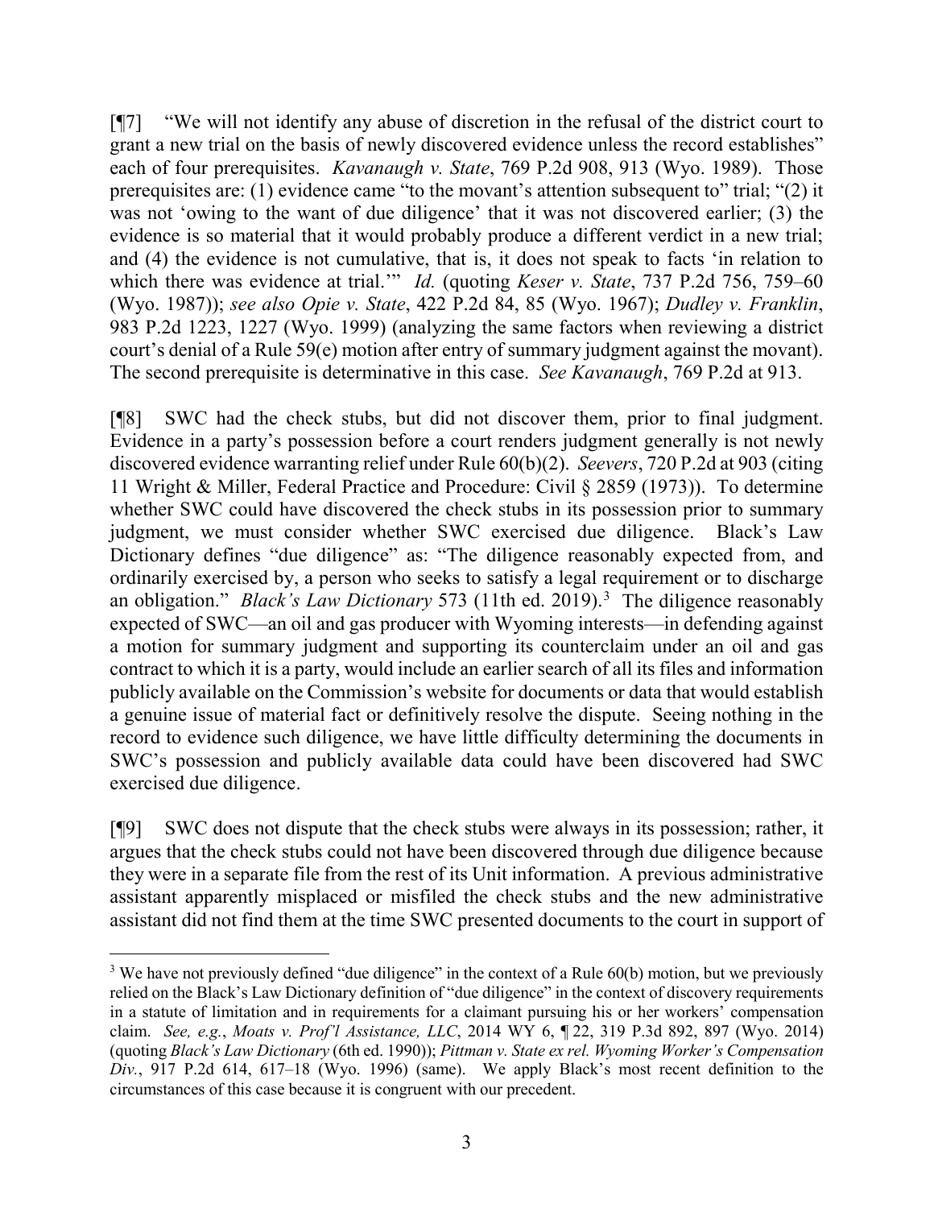[¶7] "We will not identify any abuse of discretion in the refusal of the district court to grant a new trial on the basis of newly discovered evidence unless the record establishes" each of four prerequisites. *Kavanaugh v. State*, 769 P.2d 908, 913 (Wyo. 1989). Those prerequisites are: (1) evidence came "to the movant's attention subsequent to" trial; "(2) it was not 'owing to the want of due diligence' that it was not discovered earlier; (3) the evidence is so material that it would probably produce a different verdict in a new trial; and (4) the evidence is not cumulative, that is, it does not speak to facts 'in relation to which there was evidence at trial.'" *Id.* (quoting *Keser v. State*, 737 P.2d 756, 759–60 (Wyo. 1987)); *see also Opie v. State*, 422 P.2d 84, 85 (Wyo. 1967); *Dudley v. Franklin*, 983 P.2d 1223, 1227 (Wyo. 1999) (analyzing the same factors when reviewing a district court's denial of a Rule 59(e) motion after entry of summary judgment against the movant). The second prerequisite is determinative in this case. *See Kavanaugh*, 769 P.2d at 913.

[¶8] SWC had the check stubs, but did not discover them, prior to final judgment. Evidence in a party's possession before a court renders judgment generally is not newly discovered evidence warranting relief under Rule 60(b)(2). *Seevers*, 720 P.2d at 903 (citing 11 Wright & Miller, Federal Practice and Procedure: Civil § 2859 (1973)). To determine whether SWC could have discovered the check stubs in its possession prior to summary judgment, we must consider whether SWC exercised due diligence. Black's Law Dictionary defines "due diligence" as: "The diligence reasonably expected from, and ordinarily exercised by, a person who seeks to satisfy a legal requirement or to discharge an obligation." *Black's Law Dictionary* 573 (11th ed. 2019).[3] The diligence reasonably expected of SWC—an oil and gas producer with Wyoming interests—in defending against a motion for summary judgment and supporting its counterclaim under an oil and gas contract to which it is a party, would include an earlier search of all its files and information publicly available on the Commission's website for documents or data that would establish a genuine issue of material fact or definitively resolve the dispute. Seeing nothing in the record to evidence such diligence, we have little difficulty determining the documents in SWC's possession and publicly available data could have been discovered had SWC exercised due diligence.

[¶9] SWC does not dispute that the check stubs were always in its possession; rather, it argues that the check stubs could not have been discovered through due diligence because they were in a separate file from the rest of its Unit information. A previous administrative assistant apparently misplaced or misfiled the check stubs and the new administrative assistant did not find them at the time SWC presented documents to the court in support of

---

[3] We have not previously defined "due diligence" in the context of a Rule 60(b) motion, but we previously relied on the Black's Law Dictionary definition of "due diligence" in the context of discovery requirements in a statute of limitation and in requirements for a claimant pursuing his or her workers' compensation claim. *See, e.g.*, *Moats v. Prof'l Assistance, LLC*, 2014 WY 6, ¶ 22, 319 P.3d 892, 897 (Wyo. 2014) (quoting *Black's Law Dictionary* (6th ed. 1990)); *Pittman v. State ex rel. Wyoming Worker's Compensation Div.*, 917 P.2d 614, 617–18 (Wyo. 1996) (same). We apply Black's most recent definition to the circumstances of this case because it is congruent with our precedent.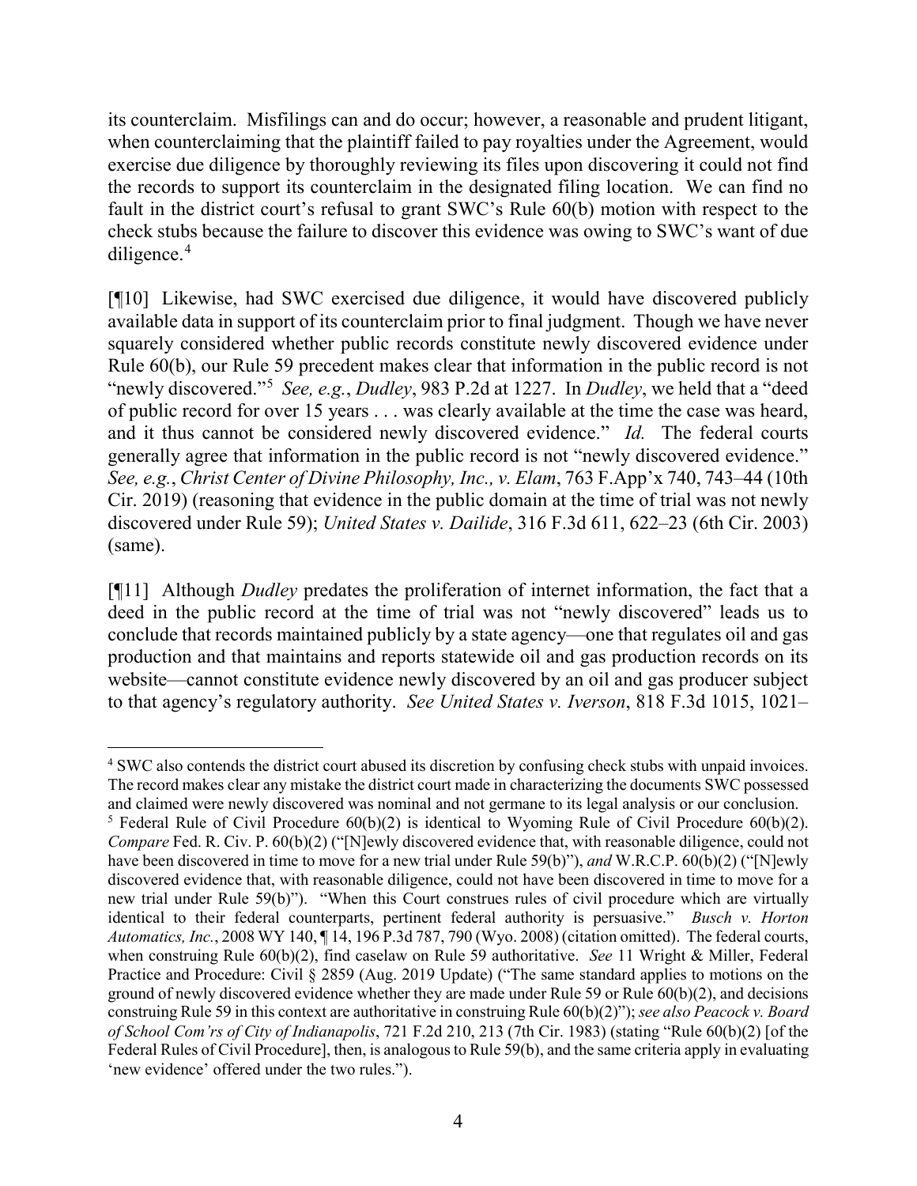its counterclaim. Misfilings can and do occur; however, a reasonable and prudent litigant, when counterclaiming that the plaintiff failed to pay royalties under the Agreement, would exercise due diligence by thoroughly reviewing its files upon discovering it could not find the records to support its counterclaim in the designated filing location. We can find no fault in the district court's refusal to grant SWC's Rule 60(b) motion with respect to the check stubs because the failure to discover this evidence was owing to SWC's want of due diligence.[4]

[¶10] Likewise, had SWC exercised due diligence, it would have discovered publicly available data in support of its counterclaim prior to final judgment. Though we have never squarely considered whether public records constitute newly discovered evidence under Rule 60(b), our Rule 59 precedent makes clear that information in the public record is not "newly discovered."[5] *See, e.g.*, *Dudley*, 983 P.2d at 1227. In *Dudley*, we held that a "deed of public record for over 15 years . . . was clearly available at the time the case was heard, and it thus cannot be considered newly discovered evidence." *Id.* The federal courts generally agree that information in the public record is not "newly discovered evidence." *See, e.g.*, *Christ Center of Divine Philosophy, Inc., v. Elam*, 763 F.App'x 740, 743–44 (10th Cir. 2019) (reasoning that evidence in the public domain at the time of trial was not newly discovered under Rule 59); *United States v. Dailide*, 316 F.3d 611, 622–23 (6th Cir. 2003) (same).

[¶11] Although *Dudley* predates the proliferation of internet information, the fact that a deed in the public record at the time of trial was not "newly discovered" leads us to conclude that records maintained publicly by a state agency—one that regulates oil and gas production and that maintains and reports statewide oil and gas production records on its website—cannot constitute evidence newly discovered by an oil and gas producer subject to that agency's regulatory authority. *See United States v. Iverson*, 818 F.3d 1015, 1021–

---

[4] SWC also contends the district court abused its discretion by confusing check stubs with unpaid invoices. The record makes clear any mistake the district court made in characterizing the documents SWC possessed and claimed were newly discovered was nominal and not germane to its legal analysis or our conclusion.

[5] Federal Rule of Civil Procedure 60(b)(2) is identical to Wyoming Rule of Civil Procedure 60(b)(2). *Compare* Fed. R. Civ. P. 60(b)(2) ("[N]ewly discovered evidence that, with reasonable diligence, could not have been discovered in time to move for a new trial under Rule 59(b)"), *and* W.R.C.P. 60(b)(2) ("[N]ewly discovered evidence that, with reasonable diligence, could not have been discovered in time to move for a new trial under Rule 59(b)"). "When this Court construes rules of civil procedure which are virtually identical to their federal counterparts, pertinent federal authority is persuasive." *Busch v. Horton Automatics, Inc.*, 2008 WY 140, ¶ 14, 196 P.3d 787, 790 (Wyo. 2008) (citation omitted). The federal courts, when construing Rule 60(b)(2), find caselaw on Rule 59 authoritative. *See* 11 Wright & Miller, Federal Practice and Procedure: Civil § 2859 (Aug. 2019 Update) ("The same standard applies to motions on the ground of newly discovered evidence whether they are made under Rule 59 or Rule 60(b)(2), and decisions construing Rule 59 in this context are authoritative in construing Rule 60(b)(2)"); *see also Peacock v. Board of School Com'rs of City of Indianapolis*, 721 F.2d 210, 213 (7th Cir. 1983) (stating "Rule 60(b)(2) [of the Federal Rules of Civil Procedure], then, is analogous to Rule 59(b), and the same criteria apply in evaluating 'new evidence' offered under the two rules.").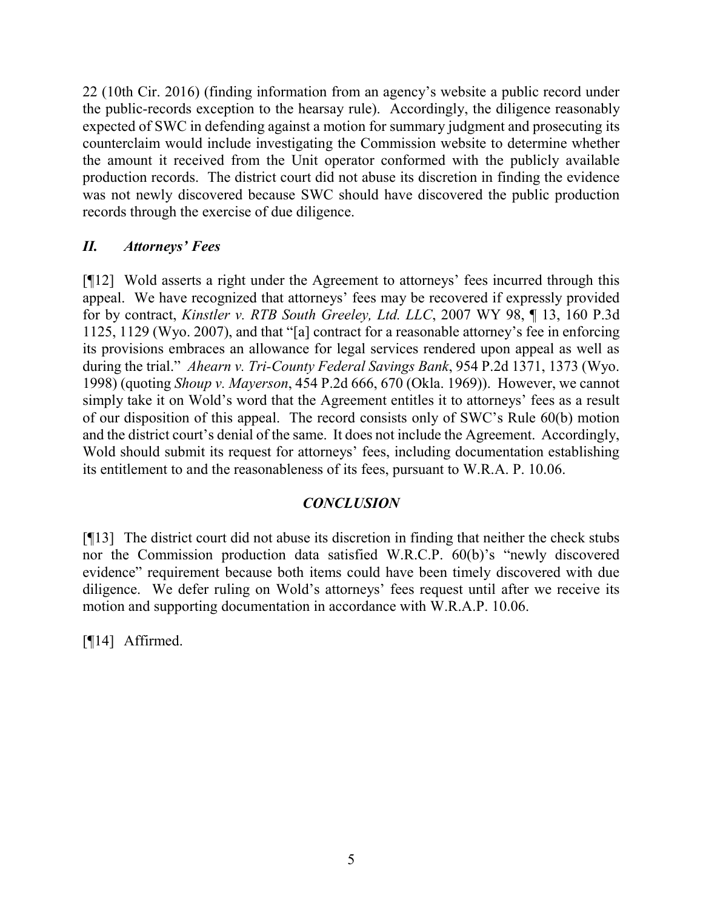22 (10th Cir. 2016) (finding information from an agency's website a public record under the public-records exception to the hearsay rule). Accordingly, the diligence reasonably expected of SWC in defending against a motion for summary judgment and prosecuting its counterclaim would include investigating the Commission website to determine whether the amount it received from the Unit operator conformed with the publicly available production records. The district court did not abuse its discretion in finding the evidence was not newly discovered because SWC should have discovered the public production records through the exercise of due diligence.

## *II. Attorneys' Fees*

[¶12] Wold asserts a right under the Agreement to attorneys' fees incurred through this appeal. We have recognized that attorneys' fees may be recovered if expressly provided for by contract, *Kinstler v. RTB South Greeley, Ltd. LLC*, 2007 WY 98, ¶ 13, 160 P.3d 1125, 1129 (Wyo. 2007), and that "[a] contract for a reasonable attorney's fee in enforcing its provisions embraces an allowance for legal services rendered upon appeal as well as during the trial." *Ahearn v. Tri-County Federal Savings Bank*, 954 P.2d 1371, 1373 (Wyo. 1998) (quoting *Shoup v. Mayerson*, 454 P.2d 666, 670 (Okla. 1969)). However, we cannot simply take it on Wold's word that the Agreement entitles it to attorneys' fees as a result of our disposition of this appeal. The record consists only of SWC's Rule 60(b) motion and the district court's denial of the same. It does not include the Agreement. Accordingly, Wold should submit its request for attorneys' fees, including documentation establishing its entitlement to and the reasonableness of its fees, pursuant to W.R.A. P. 10.06.

## *CONCLUSION*

[¶13] The district court did not abuse its discretion in finding that neither the check stubs nor the Commission production data satisfied W.R.C.P. 60(b)'s "newly discovered evidence" requirement because both items could have been timely discovered with due diligence. We defer ruling on Wold's attorneys' fees request until after we receive its motion and supporting documentation in accordance with W.R.A.P. 10.06.

[¶14] Affirmed.